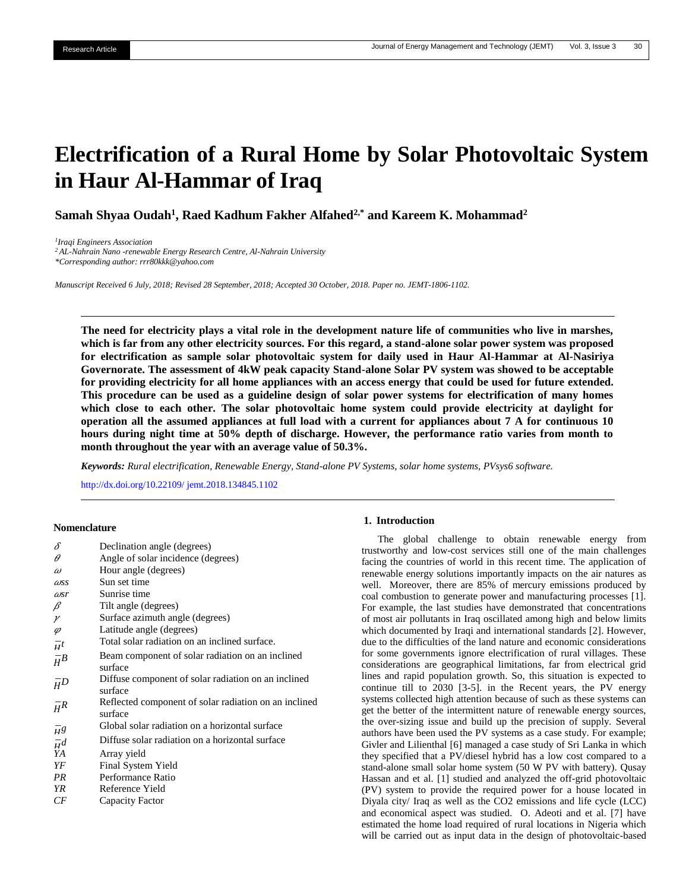Research Article

# Electrification of a Rural Home by Solar Photovoltaic System in Haur Al-Hammar of Iraq

**Samah Shyaa Oudah[1], Raed Kadhum Fakher Alfahed[2,*] and Kareem K. Mohammad[2]**

*[1]Iraqi Engineers Association*
*[2] AL-Nahrain Nano -renewable Energy Research Centre, Al-Nahrain University*
**Corresponding author: rrr80kkk@yahoo.com*

*Manuscript Received 6 July, 2018; Revised 28 September, 2018; Accepted 30 October, 2018. Paper no. JEMT-1806-1102.*

**The need for electricity plays a vital role in the development nature life of communities who live in marshes, which is far from any other electricity sources. For this regard, a stand-alone solar power system was proposed for electrification as sample solar photovoltaic system for daily used in Haur Al-Hammar at Al-Nasiriya Governorate. The assessment of 4kW peak capacity Stand-alone Solar PV system was showed to be acceptable for providing electricity for all home appliances with an access energy that could be used for future extended. This procedure can be used as a guideline design of solar power systems for electrification of many homes which close to each other. The solar photovoltaic home system could provide electricity at daylight for operation all the assumed appliances at full load with a current for appliances about 7 A for continuous 10 hours during night time at 50% depth of discharge. However, the performance ratio varies from month to month throughout the year with an average value of 50.3%.**

***Keywords:*** *Rural electrification, Renewable Energy, Stand-alone PV Systems, solar home systems, PVsys6 software.*

http://dx.doi.org/10.22109/ jemt.2018.134845.1102

### Nomenclature

| | |
|---|---|
| $\delta$ | Declination angle (degrees) |
| $\theta$ | Angle of solar incidence (degrees) |
| $\omega$ | Hour angle (degrees) |
| $\omega ss$ | Sun set time |
| $\omega sr$ | Sunrise time |
| $\beta$ | Tilt angle (degrees) |
| $\gamma$ | Surface azimuth angle (degrees) |
| $\varphi$ | Latitude angle (degrees) |
| $\bar{H}^t$ | Total solar radiation on an inclined surface. |
| $\bar{H}^B$ | Beam component of solar radiation on an inclined surface |
| $\bar{H}^D$ | Diffuse component of solar radiation on an inclined surface |
| $\bar{H}^R$ | Reflected component of solar radiation on an inclined surface |
| $\bar{H}^g$ | Global solar radiation on a horizontal surface |
| $\bar{H}^d$ | Diffuse solar radiation on a horizontal surface |
| $YA$ | Array yield |
| $YF$ | Final System Yield |
| $PR$ | Performance Ratio |
| $YR$ | Reference Yield |
| $CF$ | Capacity Factor |

## 1. Introduction

The global challenge to obtain renewable energy from trustworthy and low-cost services still one of the main challenges facing the countries of world in this recent time. The application of renewable energy solutions importantly impacts on the air natures as well. Moreover, there are 85% of mercury emissions produced by coal combustion to generate power and manufacturing processes [1]. For example, the last studies have demonstrated that concentrations of most air pollutants in Iraq oscillated among high and below limits which documented by Iraqi and international standards [2]. However, due to the difficulties of the land nature and economic considerations for some governments ignore electrification of rural villages. These considerations are geographical limitations, far from electrical grid lines and rapid population growth. So, this situation is expected to continue till to 2030 [3-5]. in the Recent years, the PV energy systems collected high attention because of such as these systems can get the better of the intermittent nature of renewable energy sources, the over-sizing issue and build up the precision of supply. Several authors have been used the PV systems as a case study. For example; Givler and Lilienthal [6] managed a case study of Sri Lanka in which they specified that a PV/diesel hybrid has a low cost compared to a stand-alone small solar home system (50 W PV with battery). Qusay Hassan and et al. [1] studied and analyzed the off-grid photovoltaic (PV) system to provide the required power for a house located in Diyala city/ Iraq as well as the CO2 emissions and life cycle (LCC) and economical aspect was studied. O. Adeoti and et al. [7] have estimated the home load required of rural locations in Nigeria which will be carried out as input data in the design of photovoltaic-based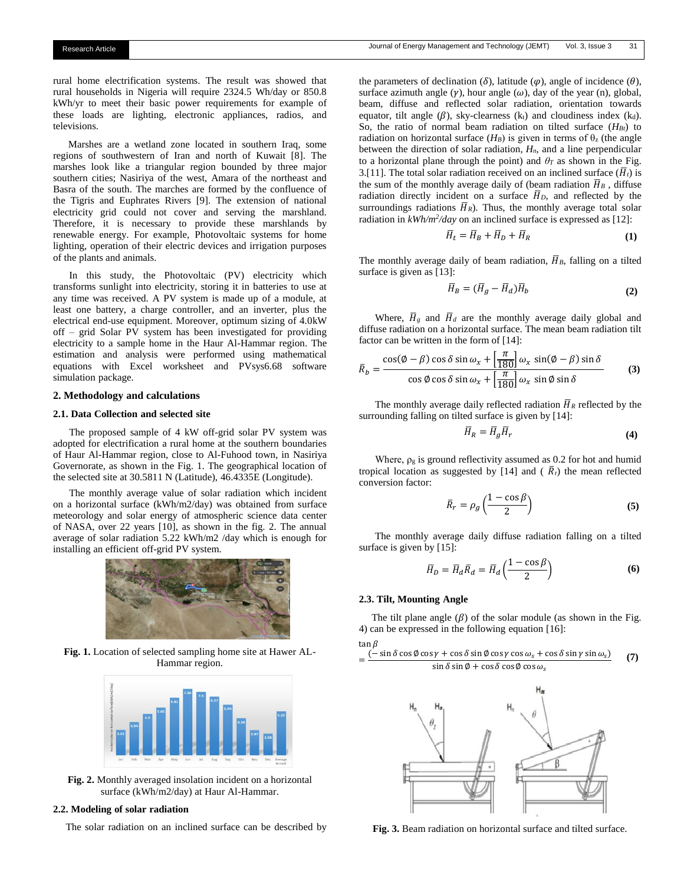rural home electrification systems. The result was showed that rural households in Nigeria will require 2324.5 Wh/day or 850.8 kWh/yr to meet their basic power requirements for example of these loads are lighting, electronic appliances, radios, and televisions.

Marshes are a wetland zone located in southern Iraq, some regions of southwestern of Iran and north of Kuwait [8]. The marshes look like a triangular region bounded by three major southern cities; Nasiriya of the west, Amara of the northeast and Basra of the south. The marches are formed by the confluence of the Tigris and Euphrates Rivers [9]. The extension of national electricity grid could not cover and serving the marshland. Therefore, it is necessary to provide these marshlands by renewable energy. For example, Photovoltaic systems for home lighting, operation of their electric devices and irrigation purposes of the plants and animals.

In this study, the Photovoltaic (PV) electricity which transforms sunlight into electricity, storing it in batteries to use at any time was received. A PV system is made up of a module, at least one battery, a charge controller, and an inverter, plus the electrical end-use equipment. Moreover, optimum sizing of 4.0kW off – grid Solar PV system has been investigated for providing electricity to a sample home in the Haur Al-Hammar region. The estimation and analysis were performed using mathematical equations with Excel worksheet and PVsys6.68 software simulation package.

## 2. Methodology and calculations

### 2.1. Data Collection and selected site

The proposed sample of 4 kW off-grid solar PV system was adopted for electrification a rural home at the southern boundaries of Haur Al-Hammar region, close to Al-Fuhood town, in Nasiriya Governorate, as shown in the Fig. 1. The geographical location of the selected site at 30.5811 N (Latitude), 46.4335E (Longitude).

The monthly average value of solar radiation which incident on a horizontal surface (kWh/m2/day) was obtained from surface meteorology and solar energy of atmospheric science data center of NASA, over 22 years [10], as shown in the fig. 2. The annual average of solar radiation 5.22 kWh/m2 /day which is enough for installing an efficient off-grid PV system.

**Fig. 1.** Location of selected sampling home site at Hawer AL-Hammar region.

**Fig. 2.** Monthly averaged insolation incident on a horizontal surface (kWh/m2/day) at Haur Al-Hammar.

### 2.2. Modeling of solar radiation

The solar radiation on an inclined surface can be described by the parameters of declination ($\delta$), latitude ($\varphi$), angle of incidence ($\theta$), surface azimuth angle ($\gamma$), hour angle ($\omega$), day of the year (n), global, beam, diffuse and reflected solar radiation, orientation towards equator, tilt angle ($\beta$), sky-clearness ($k_t$) and cloudiness index ($k_d$). So, the ratio of normal beam radiation on tilted surface ($H_{Bt}$) to radiation on horizontal surface ($H_B$) is given in terms of $\theta_z$ (the angle between the direction of solar radiation, $H_n$, and a line perpendicular to a horizontal plane through the point) and $\theta_T$ as shown in the Fig. 3.[11]. The total solar radiation received on an inclined surface ($\bar{H}_t$) is the sum of the monthly average daily of (beam radiation $\bar{H}_B$ , diffuse radiation directly incident on a surface $\bar{H}_D$, and reflected by the surroundings radiations $\bar{H}_R$). Thus, the monthly average total solar radiation in *kWh/m²/day* on an inclined surface is expressed as [12]:

$$\bar{H}_t = \bar{H}_B + \bar{H}_D + \bar{H}_R \quad \textbf{(1)}$$

The monthly average daily of beam radiation, $\bar{H}_B$, falling on a tilted surface is given as [13]:

$$\bar{H}_B = (\bar{H}_g - \bar{H}_d)\bar{H}_b \quad \textbf{(2)}$$

Where, $\bar{H}_g$ and $\bar{H}_d$ are the monthly average daily global and diffuse radiation on a horizontal surface. The mean beam radiation tilt factor can be written in the form of [14]:

$$\bar{R}_b = \frac{\cos(\emptyset - \beta)\cos\delta\sin\omega_x + \left[\frac{\pi}{180}\right]\omega_x \sin(\emptyset - \beta)\sin\delta}{\cos\emptyset\cos\delta\sin\omega_x + \left[\frac{\pi}{180}\right]\omega_x \sin\emptyset\sin\delta} \quad \textbf{(3)}$$

The monthly average daily reflected radiation $\bar{H}_R$ reflected by the surrounding falling on tilted surface is given by [14]:

$$\bar{H}_R = \bar{H}_g\bar{H}_r \quad \textbf{(4)}$$

Where, $\rho_g$ is ground reflectivity assumed as 0.2 for hot and humid tropical location as suggested by [14] and ( $\bar{R}_r$) the mean reflected conversion factor:

$$\bar{R}_r = \rho_g\left(\frac{1-\cos\beta}{2}\right) \quad \textbf{(5)}$$

The monthly average daily diffuse radiation falling on a tilted surface is given by [15]:

$$\bar{H}_D = \bar{H}_d\bar{R}_d = \bar{H}_d\left(\frac{1-\cos\beta}{2}\right) \quad \textbf{(6)}$$

### 2.3. Tilt, Mounting Angle

The tilt plane angle ($\beta$) of the solar module (as shown in the Fig. 4) can be expressed in the following equation [16]:

$$\tan\beta = \frac{(-\sin\delta\cos\emptyset\cos\gamma + \cos\delta\sin\emptyset\cos\gamma\cos\omega_s + \cos\delta\sin\gamma\sin\omega_s)}{\sin\delta\sin\emptyset + \cos\delta\cos\emptyset\cos\omega_s} \quad \textbf{(7)}$$

**Fig. 3.** Beam radiation on horizontal surface and tilted surface.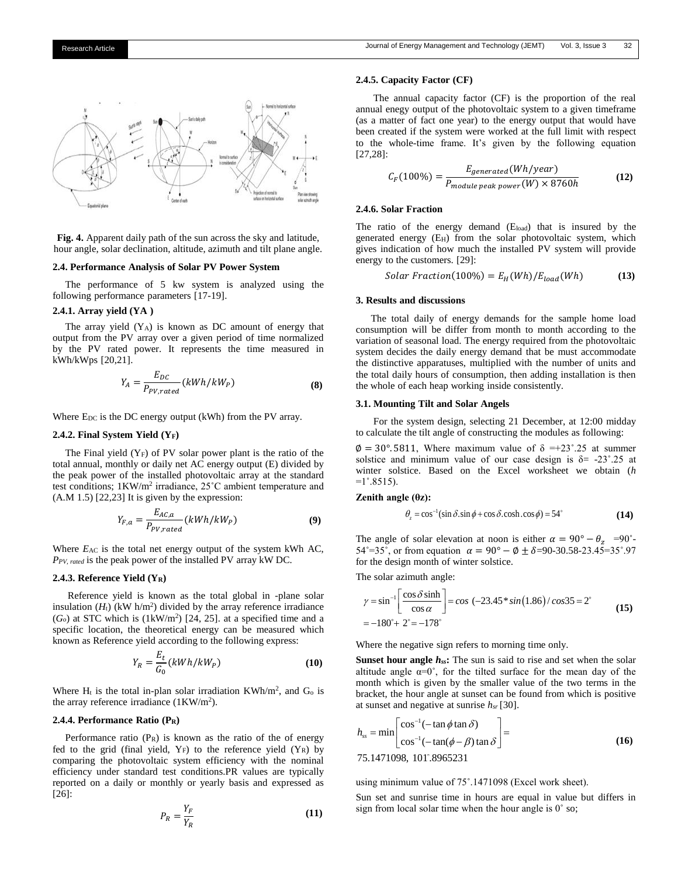**Fig. 4.** Apparent daily path of the sun across the sky and latitude, hour angle, solar declination, altitude, azimuth and tilt plane angle.

### 2.4. Performance Analysis of Solar PV Power System

The performance of 5 kw system is analyzed using the following performance parameters [17-19].

#### 2.4.1. Array yield (YA )

The array yield ($Y_A$) is known as DC amount of energy that output from the PV array over a given period of time normalized by the PV rated power. It represents the time measured in kWh/kWps [20,21].

$$Y_A = \frac{E_{DC}}{P_{PV,rated}}(kWh/kW_P) \quad \textbf{(8)}$$

Where $E_{DC}$ is the DC energy output (kWh) from the PV array.

#### 2.4.2. Final System Yield ($Y_F$)

The Final yield ($Y_F$) of PV solar power plant is the ratio of the total annual, monthly or daily net AC energy output (E) divided by the peak power of the installed photovoltaic array at the standard test conditions; 1KW/m$^2$ irradiance, 25˚C ambient temperature and (A.M 1.5) [22,23] It is given by the expression:

$$Y_{F,a} = \frac{E_{AC,a}}{P_{PV,rated}}(kWh/kW_P) \quad \textbf{(9)}$$

Where $E_{AC}$ is the total net energy output of the system kWh AC, $P_{PV,\, rated}$ is the peak power of the installed PV array kW DC.

#### 2.4.3. Reference Yield ($Y_R$)

Reference yield is known as the total global in -plane solar insulation ($H_t$) (kW h/m$^2$) divided by the array reference irradiance ($G_o$) at STC which is (1kW/m$^2$) [24, 25]. at a specified time and a specific location, the theoretical energy can be measured which known as Reference yield according to the following express:

$$Y_R = \frac{E_t}{G_0}(kWh/kW_P) \quad \textbf{(10)}$$

Where $H_t$ is the total in-plan solar irradiation KWh/m$^2$, and $G_o$ is the array reference irradiance (1KW/m$^2$).

#### 2.4.4. Performance Ratio ($P_R$)

Performance ratio ($P_R$) is known as the ratio of the of energy fed to the grid (final yield, $Y_F$) to the reference yield ($Y_R$) by comparing the photovoltaic system efficiency with the nominal efficiency under standard test conditions.PR values are typically reported on a daily or monthly or yearly basis and expressed as [26]:

$$P_R = \frac{Y_F}{Y_R} \quad \textbf{(11)}$$

#### 2.4.5. Capacity Factor (CF)

The annual capacity factor (CF) is the proportion of the real annual enegy output of the photovoltaic system to a given timeframe (as a matter of fact one year) to the energy output that would have been created if the system were worked at the full limit with respect to the whole-time frame. It's given by the following equation [27,28]:

$$C_F(100\%) = \frac{E_{generated}(Wh/year)}{P_{module\ peak\ power}(W) \times 8760h} \quad \textbf{(12)}$$

#### 2.4.6. Solar Fraction

The ratio of the energy demand ($E_{load}$) that is insured by the generated energy ($E_H$) from the solar photovoltaic system, which gives indication of how much the installed PV system will provide energy to the customers. [29]:

$$Solar\ Fraction(100\%) = E_H(Wh)/E_{load}(Wh) \quad \textbf{(13)}$$

## 3. Results and discussions

The total daily of energy demands for the sample home load consumption will be differ from month to month according to the variation of seasonal load. The energy required from the photovoltaic system decides the daily energy demand that be must accommodate the distinctive apparatuses, multiplied with the number of units and the total daily hours of consumption, then adding installation is then the whole of each heap working inside consistently.

### 3.1. Mounting Tilt and Solar Angels

For the system design, selecting 21 December, at 12:00 midday to calculate the tilt angle of constructing the modules as following:

$\emptyset = 30°.5811$, Where maximum value of $\delta$ =+23˚.25 at summer solstice and minimum value of our case design is $\delta$= -23˚.25 at winter solstice. Based on the Excel worksheet we obtain ($h$ =1˚.8515).

**Zenith angle (θz):**

$$\theta_z = \cos^{-1}(\sin\delta.\sin\phi + \cos\delta.\cosh.\cos\phi) = 54^\circ \quad \textbf{(14)}$$

The angle of solar elevation at noon is either $\alpha = 90° - \theta_z$ =90˚-54˚=35˚, or from equation $\alpha = 90° - \emptyset \pm \delta$=90-30.58-23.45=35˚.97 for the design month of winter solstice.

The solar azimuth angle:

$$\gamma = \sin^{-1}\left[\frac{\cos\delta\sinh}{\cos\alpha}\right] = cos\ (-23.45*sin(1.86)/cos35 = 2^\circ$$
$$= -180^\circ + 2^\circ = -178^\circ \quad \textbf{(15)}$$

Where the negative sign refers to morning time only.

**Sunset hour angle $h_{ss}$:** The sun is said to rise and set when the solar altitude angle α=0˚, for the tilted surface for the mean day of the month which is given by the smaller value of the two terms in the bracket, the hour angle at sunset can be found from which is positive at sunset and negative at sunrise $h_{sr}$ [30].

$$h_{ss} = \min\begin{bmatrix}\cos^{-1}(-\tan\phi\tan\delta) \\ \cos^{-1}(-\tan(\phi-\beta)\tan\delta\end{bmatrix} = \quad \textbf{(16)}$$
$$75.1471098,\ 101^\circ.8965231$$

using minimum value of 75˚.1471098 (Excel work sheet).

Sun set and sunrise time in hours are equal in value but differs in sign from local solar time when the hour angle is 0˚ so;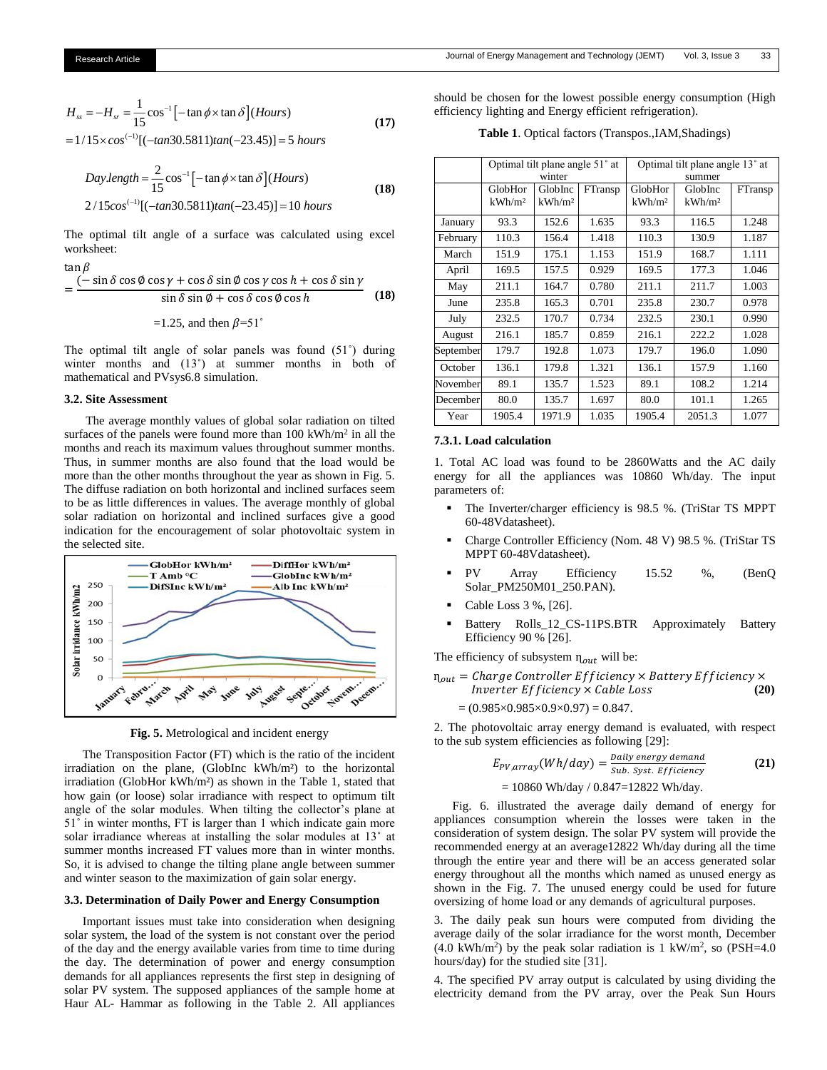$$H_{ss} = -H_{sr} = \frac{1}{15}\cos^{-1}\left[-\tan\phi \times \tan\delta\right](Hours) \tag{17}$$

$$=1/15\times cos^{(-1)}[(-tan30.5811)tan(-23.45)] = 5\ hours$$

$$Day.length = \frac{2}{15}\cos^{-1}\left[-\tan\phi \times \tan\delta\right](Hours) \tag{18}$$

$$2/15cos^{(-1)}[(-tan30.5811)tan(-23.45)] = 10\ hours$$

The optimal tilt angle of a surface was calculated using excel worksheet:

$$\tan\beta = \frac{(-\sin\delta\cos\emptyset\cos\gamma + \cos\delta\sin\emptyset\cos\gamma\cos h + \cos\delta\sin\gamma}{\sin\delta\sin\emptyset + \cos\delta\cos\emptyset\cos h} \tag{18}$$

=1.25, and then $\beta$=51˚

The optimal tilt angle of solar panels was found (51˚) during winter months and (13˚) at summer months in both of mathematical and PVsys6.8 simulation.

### 3.2. Site Assessment

The average monthly values of global solar radiation on tilted surfaces of the panels were found more than 100 kWh/m² in all the months and reach its maximum values throughout summer months. Thus, in summer months are also found that the load would be more than the other months throughout the year as shown in Fig. 5. The diffuse radiation on both horizontal and inclined surfaces seem to be as little differences in values. The average monthly of global solar radiation on horizontal and inclined surfaces give a good indication for the encouragement of solar photovoltaic system in the selected site.

**Fig. 5.** Metrological and incident energy

The Transposition Factor (FT) which is the ratio of the incident irradiation on the plane, (GlobInc kWh/m²) to the horizontal irradiation (GlobHor kWh/m²) as shown in the Table 1, stated that how gain (or loose) solar irradiance with respect to optimum tilt angle of the solar modules. When tilting the collector's plane at 51˚ in winter months, FT is larger than 1 which indicate gain more solar irradiance whereas at installing the solar modules at 13˚ at summer months increased FT values more than in winter months. So, it is advised to change the tilting plane angle between summer and winter season to the maximization of gain solar energy.

### 3.3. Determination of Daily Power and Energy Consumption

Important issues must take into consideration when designing solar system, the load of the system is not constant over the period of the day and the energy available varies from time to time during the day. The determination of power and energy consumption demands for all appliances represents the first step in designing of solar PV system. The supposed appliances of the sample home at Haur AL- Hammar as following in the Table 2. All appliances should be chosen for the lowest possible energy consumption (High efficiency lighting and Energy efficient refrigeration).

**Table 1**. Optical factors (Transpos.,IAM,Shadings)

| | Optimal tilt plane angle 51˚ at winter | | | Optimal tilt plane angle 13˚ at summer | | |
|---|---|---|---|---|---|---|
| | GlobHor kWh/m² | GlobInc kWh/m² | FTransp | GlobHor kWh/m² | GlobInc kWh/m² | FTransp |
| January | 93.3 | 152.6 | 1.635 | 93.3 | 116.5 | 1.248 |
| February | 110.3 | 156.4 | 1.418 | 110.3 | 130.9 | 1.187 |
| March | 151.9 | 175.1 | 1.153 | 151.9 | 168.7 | 1.111 |
| April | 169.5 | 157.5 | 0.929 | 169.5 | 177.3 | 1.046 |
| May | 211.1 | 164.7 | 0.780 | 211.1 | 211.7 | 1.003 |
| June | 235.8 | 165.3 | 0.701 | 235.8 | 230.7 | 0.978 |
| July | 232.5 | 170.7 | 0.734 | 232.5 | 230.1 | 0.990 |
| August | 216.1 | 185.7 | 0.859 | 216.1 | 222.2 | 1.028 |
| September | 179.7 | 192.8 | 1.073 | 179.7 | 196.0 | 1.090 |
| October | 136.1 | 179.8 | 1.321 | 136.1 | 157.9 | 1.160 |
| November | 89.1 | 135.7 | 1.523 | 89.1 | 108.2 | 1.214 |
| December | 80.0 | 135.7 | 1.697 | 80.0 | 101.1 | 1.265 |
| Year | 1905.4 | 1971.9 | 1.035 | 1905.4 | 2051.3 | 1.077 |

#### 7.3.1. Load calculation

1. Total AC load was found to be 2860Watts and the AC daily energy for all the appliances was 10860 Wh/day. The input parameters of:

- The Inverter/charger efficiency is 98.5 %. (TriStar TS MPPT 60-48Vdatasheet).
- Charge Controller Efficiency (Nom. 48 V) 98.5 %. (TriStar TS MPPT 60-48Vdatasheet).
- PV Array Efficiency 15.52 %, (BenQ Solar_PM250M01_250.PAN).
- Cable Loss 3 %, [26].
- Battery Rolls_12_CS-11PS.BTR Approximately Battery Efficiency 90 % [26].

The efficiency of subsystem $\eta_{out}$ will be:

$$\eta_{out} = Charge\ Controller\ Efficiency \times Battery\ Efficiency \times Inverter\ Efficiency \times Cable\ Loss \tag{20}$$

= (0.985×0.985×0.9×0.97) = 0.847.

2. The photovoltaic array energy demand is evaluated, with respect to the sub system efficiencies as following [29]:

$$E_{PV,array}(Wh/day) = \frac{Daily\ energy\ demand}{Sub.\ Syst.\ Efficiency} \tag{21}$$

= 10860 Wh/day / 0.847=12822 Wh/day.

Fig. 6. illustrated the average daily demand of energy for appliances consumption wherein the losses were taken in the consideration of system design. The solar PV system will provide the recommended energy at an average12822 Wh/day during all the time through the entire year and there will be an access generated solar energy throughout all the months which named as unused energy as shown in the Fig. 7. The unused energy could be used for future oversizing of home load or any demands of agricultural purposes.

3. The daily peak sun hours were computed from dividing the average daily of the solar irradiance for the worst month, December (4.0 kWh/m²) by the peak solar radiation is 1 kW/m², so (PSH=4.0 hours/day) for the studied site [31].

4. The specified PV array output is calculated by using dividing the electricity demand from the PV array, over the Peak Sun Hours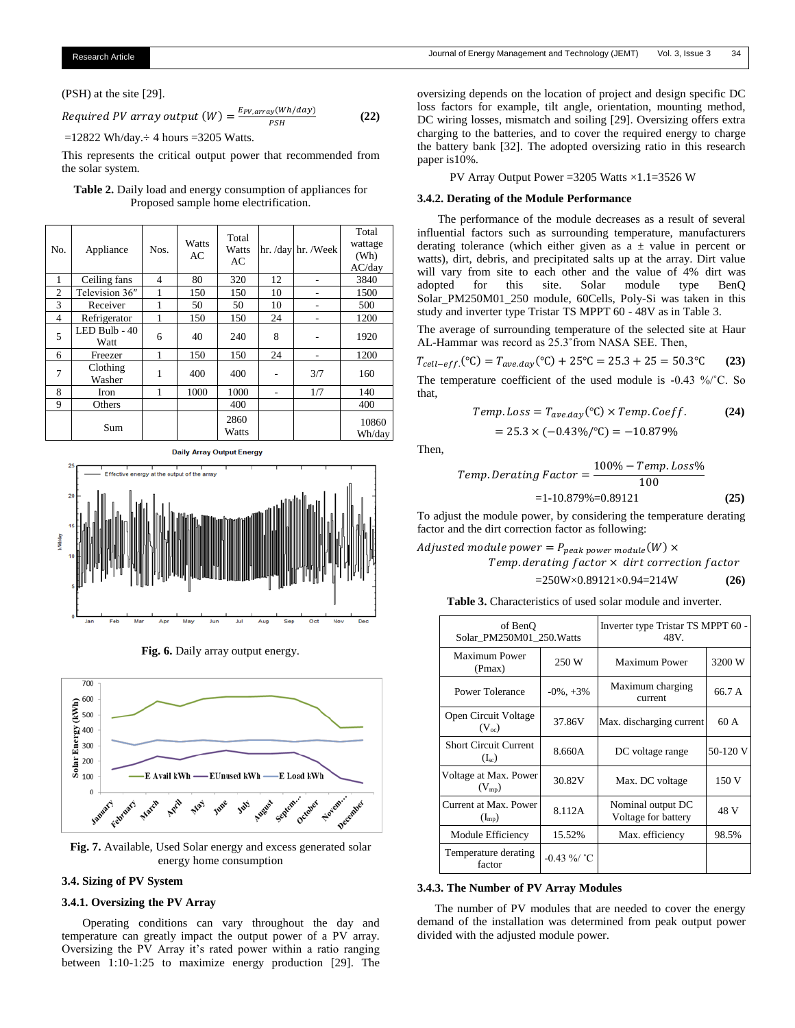(PSH) at the site [29].

$$Required\ PV\ array\ output\ (W) = \frac{E_{PV,array}(Wh/day)}{PSH} \quad \textbf{(22)}$$

=12822 Wh/day.÷ 4 hours =3205 Watts.

This represents the critical output power that recommended from the solar system.

**Table 2.** Daily load and energy consumption of appliances for Proposed sample home electrification.

| No. | Appliance | Nos. | Watts AC | Total Watts AC | hr. /day | hr. /Week | Total wattage (Wh) AC/day |
|---|---|---|---|---|---|---|---|
| 1 | Ceiling fans | 4 | 80 | 320 | 12 | - | 3840 |
| 2 | Television 36″ | 1 | 150 | 150 | 10 | - | 1500 |
| 3 | Receiver | 1 | 50 | 50 | 10 | - | 500 |
| 4 | Refrigerator | 1 | 150 | 150 | 24 | - | 1200 |
| 5 | LED Bulb - 40 Watt | 6 | 40 | 240 | 8 | - | 1920 |
| 6 | Freezer | 1 | 150 | 150 | 24 | - | 1200 |
| 7 | Clothing Washer | 1 | 400 | 400 | - | 3/7 | 160 |
| 8 | Iron | 1 | 1000 | 1000 | - | 1/7 | 140 |
| 9 | Others | | | 400 | | | 400 |
| | Sum | | | 2860 Watts | | | 10860 Wh/day |

**Fig. 6.** Daily array output energy.

**Fig. 7.** Available, Used Solar energy and excess generated solar energy home consumption

### 3.4. Sizing of PV System

#### 3.4.1. Oversizing the PV Array

Operating conditions can vary throughout the day and temperature can greatly impact the output power of a PV array. Oversizing the PV Array it's rated power within a ratio ranging between 1:10-1:25 to maximize energy production [29]. The oversizing depends on the location of project and design specific DC loss factors for example, tilt angle, orientation, mounting method, DC wiring losses, mismatch and soiling [29]. Oversizing offers extra charging to the batteries, and to cover the required energy to charge the battery bank [32]. The adopted oversizing ratio in this research paper is10%.

PV Array Output Power =3205 Watts ×1.1=3526 W

#### 3.4.2. Derating of the Module Performance

The performance of the module decreases as a result of several influential factors such as surrounding temperature, manufacturers derating tolerance (which either given as a ± value in percent or watts), dirt, debris, and precipitated salts up at the array. Dirt value will vary from site to each other and the value of 4% dirt was adopted for this site. Solar module type BenQ Solar_PM250M01_250 module, 60Cells, Poly-Si was taken in this study and inverter type Tristar TS MPPT 60 - 48V as in Table 3.

The average of surrounding temperature of the selected site at Haur AL-Hammar was record as 25.3˚from NASA SEE. Then,

$$T_{cell-eff.}(℃) = T_{ave.day}(℃) + 25℃ = 25.3 + 25 = 50.3℃ \quad \textbf{(23)}$$

The temperature coefficient of the used module is -0.43 %/˚C. So that,

$$Temp.Loss = T_{ave.day}(℃) \times Temp.Coeff. \quad \textbf{(24)}$$

$$= 25.3 \times (-0.43\%/℃) = -10.879\%$$

Then,

$$Temp.Derating\ Factor = \frac{100\% - Temp.Loss\%}{100}$$

$$=1\text{-}10.879\%=0.89121 \quad \textbf{(25)}$$

To adjust the module power, by considering the temperature derating factor and the dirt correction factor as following:

$$Adjusted\ module\ power = P_{peak\ power\ module}(W) \times Temp.derating\ factor \times\ dirt\ correction\ factor$$

$$=250W\times0.89121\times0.94=214W \quad \textbf{(26)}$$

**Table 3.** Characteristics of used solar module and inverter.

| of BenQ Solar_PM250M01_250.Watts | | Inverter type Tristar TS MPPT 60 - 48V. | |
|---|---|---|---|
| Maximum Power (Pmax) | 250 W | Maximum Power | 3200 W |
| Power Tolerance | -0%, +3% | Maximum charging current | 66.7 A |
| Open Circuit Voltage ($V_{oc}$) | 37.86V | Max. discharging current | 60 A |
| Short Circuit Current ($I_{sc}$) | 8.660A | DC voltage range | 50-120 V |
| Voltage at Max. Power ($V_{mp}$) | 30.82V | Max. DC voltage | 150 V |
| Current at Max. Power ($I_{mp}$) | 8.112A | Nominal output DC Voltage for battery | 48 V |
| Module Efficiency | 15.52% | Max. efficiency | 98.5% |
| Temperature derating factor | -0.43 %/ ˚C | | |

#### 3.4.3. The Number of PV Array Modules

The number of PV modules that are needed to cover the energy demand of the installation was determined from peak output power divided with the adjusted module power.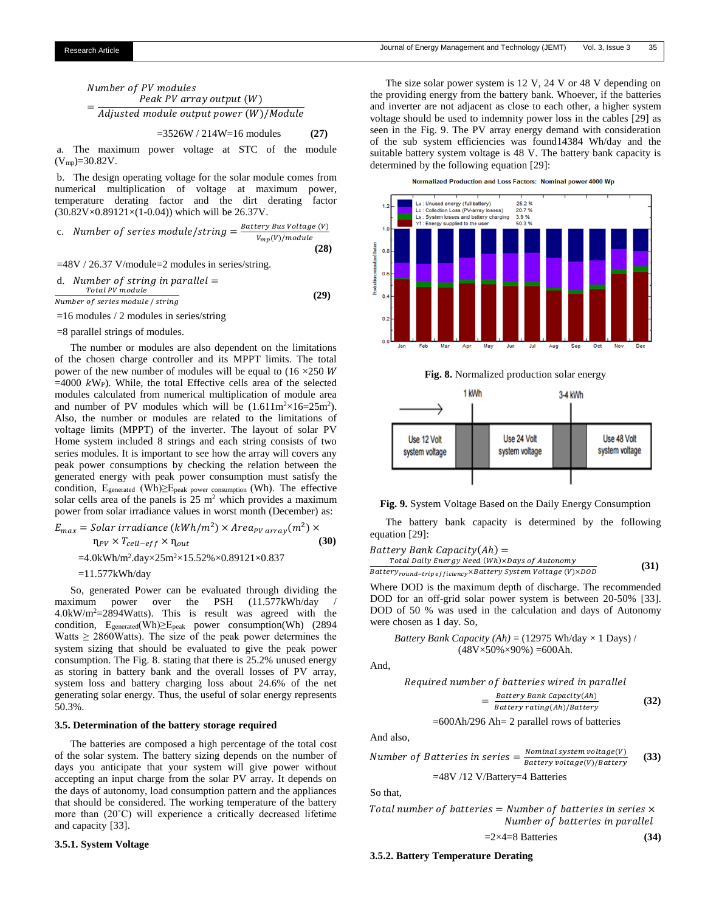$$Number\ of\ PV\ modules = \frac{Peak\ PV\ array\ output\ (W)}{Adjusted\ module\ output\ power\ (W)/Module} \quad (27)$$

=3526W / 214W=16 modules

a. The maximum power voltage at STC of the module ($V_{mp}$)=30.82V.

b. The design operating voltage for the solar module comes from numerical multiplication of voltage at maximum power, temperature derating factor and the dirt derating factor (30.82V×0.89121×(1-0.04)) which will be 26.37V.

c. $$Number\ of\ series\ module/string = \frac{Battery\ Bus\ Voltage\ (V)}{V_{mp}(V)/module} \quad (28)$$

=48V / 26.37 V/module=2 modules in series/string.

d. $$Number\ of\ string\ in\ parallel = \frac{Total\ PV\ module}{Number\ of\ series\ module\ /\ string} \quad (29)$$

=16 modules / 2 modules in series/string

=8 parallel strings of modules.

The number or modules are also dependent on the limitations of the chosen charge controller and its MPPT limits. The total power of the new number of modules will be equal to (16 ×250 $W$ =4000 $kW_P$). While, the total Effective cells area of the selected modules calculated from numerical multiplication of module area and number of PV modules which will be (1.611m$^2$×16=25m$^2$). Also, the number or modules are related to the limitations of voltage limits (MPPT) of the inverter. The layout of solar PV Home system included 8 strings and each string consists of two series modules. It is important to see how the array will covers any peak power consumptions by checking the relation between the generated energy with peak power consumption must satisfy the condition, $E_{generated}$ (Wh)≥$E_{peak\ power\ consumption}$ (Wh). The effective solar cells area of the panels is 25 m$^2$ which provides a maximum power from solar irradiance values in worst month (December) as:

$$E_{max} = Solar\ irradiance\ (kWh/m^2) \times Area_{PV\ array}(m^2) \times \eta_{PV} \times T_{cell-eff} \times \eta_{out} \quad (30)$$

=4.0kWh/m$^2$.day×25m$^2$×15.52%×0.89121×0.837

=11.577kWh/day

So, generated Power can be evaluated through dividing the maximum power over the PSH (11.577kWh/day / 4.0kW/m$^2$=2894Watts). This is result was agreed with the condition, $E_{generated}$(Wh)≥$E_{peak}$ power consumption(Wh) (2894 Watts ≥ 2860Watts). The size of the peak power determines the system sizing that should be evaluated to give the peak power consumption. The Fig. 8. stating that there is 25.2% unused energy as storing in battery bank and the overall losses of PV array, system loss and battery charging loss about 24.6% of the net generating solar energy. Thus, the useful of solar energy represents 50.3%.

### 3.5. Determination of the battery storage required

The batteries are composed a high percentage of the total cost of the solar system. The battery sizing depends on the number of days you anticipate that your system will give power without accepting an input charge from the solar PV array. It depends on the days of autonomy, load consumption pattern and the appliances that should be considered. The working temperature of the battery more than (20˚C) will experience a critically decreased lifetime and capacity [33].

#### 3.5.1. System Voltage

The size solar power system is 12 V, 24 V or 48 V depending on the providing energy from the battery bank. Whoever, if the batteries and inverter are not adjacent as close to each other, a higher system voltage should be used to indemnity power loss in the cables [29] as seen in the Fig. 9. The PV array energy demand with consideration of the sub system efficiencies was found14384 Wh/day and the suitable battery system voltage is 48 V. The battery bank capacity is determined by the following equation [29]:

**Fig. 8.** Normalized production solar energy

**Fig. 9.** System Voltage Based on the Daily Energy Consumption

The battery bank capacity is determined by the following equation [29]:

$$Battery\ Bank\ Capacity(Ah) = \frac{Total\ Daily\ Energy\ Need\ (Wh)\times Days\ of\ Autonomy}{Battery_{round-trip\ efficiency}\times Battery\ System\ Voltage\ (V)\times DOD} \quad (31)$$

Where DOD is the maximum depth of discharge. The recommended DOD for an off-grid solar power system is between 20-50% [33]. DOD of 50 % was used in the calculation and days of Autonomy were chosen as 1 day. So,

*Battery Bank Capacity (Ah)* = (12975 Wh/day × 1 Days) / (48V×50%×90%) =600Ah.

And,

$$Required\ number\ of\ batteries\ wired\ in\ parallel = \frac{Battery\ Bank\ Capacity(Ah)}{Battery\ rating(Ah)/Battery} \quad (32)$$

=600Ah/296 Ah= 2 parallel rows of batteries

And also,

$$Number\ of\ Batteries\ in\ series = \frac{Nominal\ system\ voltage(V)}{Battery\ voltage(V)/Battery} \quad (33)$$

=48V /12 V/Battery=4 Batteries

So that,

$$Total\ number\ of\ batteries = Number\ of\ batteries\ in\ series \times Number\ of\ batteries\ in\ parallel \quad (34)$$

=2×4=8 Batteries

#### 3.5.2. Battery Temperature Derating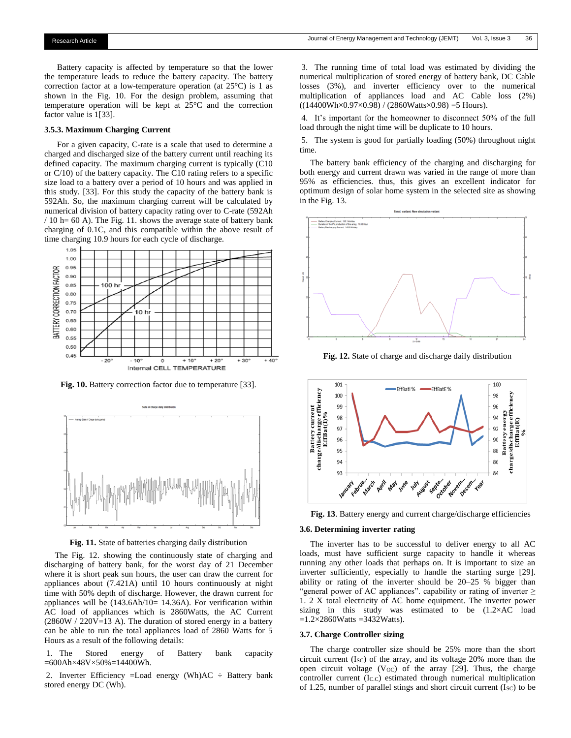Battery capacity is affected by temperature so that the lower the temperature leads to reduce the battery capacity. The battery correction factor at a low-temperature operation (at 25°C) is 1 as shown in the Fig. 10. For the design problem, assuming that temperature operation will be kept at 25°C and the correction factor value is 1[33].

### 3.5.3. Maximum Charging Current

For a given capacity, C-rate is a scale that used to determine a charged and discharged size of the battery current until reaching its defined capacity. The maximum charging current is typically (C10 or C/10) of the battery capacity. The C10 rating refers to a specific size load to a battery over a period of 10 hours and was applied in this study. [33]. For this study the capacity of the battery bank is 592Ah. So, the maximum charging current will be calculated by numerical division of battery capacity rating over to C-rate (592Ah / 10 h= 60 A). The Fig. 11. shows the average state of battery bank charging of 0.1C, and this compatible within the above result of time charging 10.9 hours for each cycle of discharge.

**Fig. 10.** Battery correction factor due to temperature [33].

**Fig. 11.** State of batteries charging daily distribution

The Fig. 12. showing the continuously state of charging and discharging of battery bank, for the worst day of 21 December where it is short peak sun hours, the user can draw the current for appliances about (7.421A) until 10 hours continuously at night time with 50% depth of discharge. However, the drawn current for appliances will be (143.6Ah/10= 14.36A). For verification within AC load of appliances which is 2860Watts, the AC Current (2860W / 220V=13 A). The duration of stored energy in a battery can be able to run the total appliances load of 2860 Watts for 5 Hours as a result of the following details:

1. The Stored energy of Battery bank capacity =600Ah×48V×50%=14400Wh.

2. Inverter Efficiency =Load energy (Wh)AC ÷ Battery bank stored energy DC (Wh).

3. The running time of total load was estimated by dividing the numerical multiplication of stored energy of battery bank, DC Cable losses (3%), and inverter efficiency over to the numerical multiplication of appliances load and AC Cable loss (2%) ((14400Wh×0.97×0.98) / (2860Watts×0.98) =5 Hours).

4. It's important for the homeowner to disconnect 50% of the full load through the night time will be duplicate to 10 hours.

5. The system is good for partially loading (50%) throughout night time.

The battery bank efficiency of the charging and discharging for both energy and current drawn was varied in the range of more than 95% as efficiencies. thus, this study gives an excellent indicator for optimum design of solar home system in the selected site as showing in the Fig. 13.

**Fig. 12.** State of charge and discharge daily distribution

**Fig. 13**. Battery energy and current charge/discharge efficiencies

### 3.6. Determining inverter rating

The inverter has to be successful to deliver energy to all AC loads, must have sufficient surge capacity to handle it whereas running any other loads that perhaps on. It is important to size an inverter sufficiently, especially to handle the starting surge [29]. ability or rating of the inverter should be 20–25 % bigger than "general power of AC appliances". capability or rating of inverter ≥ 1. 2 X total electricity of AC home equipment. The inverter power sizing in this study was estimated to be (1.2×AC load =1.2×2860Watts =3432Watts).

### 3.7. Charge Controller sizing

The charge controller size should be 25% more than the short circuit current ($I_{SC}$) of the array, and its voltage 20% more than the open circuit voltage ($V_{OC}$) of the array [29]. Thus, the charge controller current ($I_{C.C}$) estimated through numerical multiplication of 1.25, number of parallel stings and short circuit current ($I_{SC}$) to be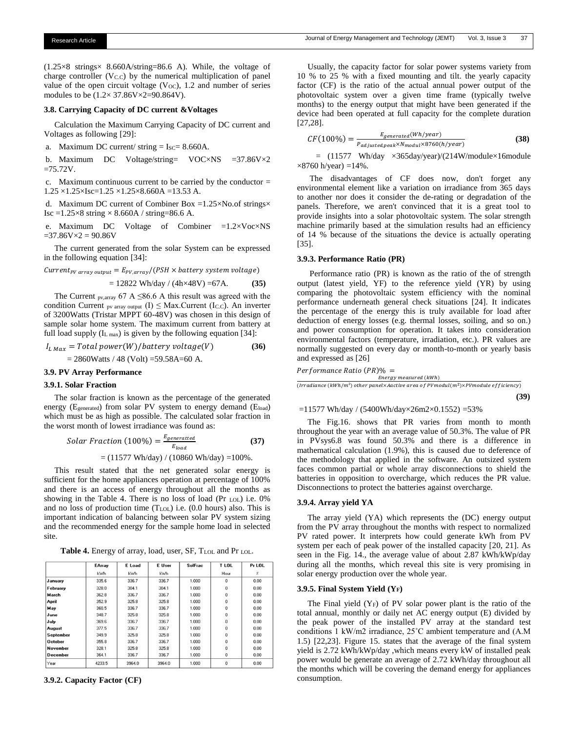(1.25×8 strings× 8.660A/string=86.6 A). While, the voltage of charge controller ($V_{C.C}$) by the numerical multiplication of panel value of the open circuit voltage ($V_{OC}$), 1.2 and number of series modules to be (1.2× 37.86V×2=90.864V).

### 3.8. Carrying Capacity of DC current &Voltages

Calculation the Maximum Carrying Capacity of DC current and Voltages as following [29]:

a. Maximum DC current/ string = $I_{SC}$= 8.660A.

b. Maximum DC Voltage/string= VOC×NS =37.86V×2 =75.72V.

c. Maximum continuous current to be carried by the conductor = 1.25 ×1.25×Isc=1.25 ×1.25×8.660A =13.53 A.

d. Maximum DC current of Combiner Box =1.25×No.of strings× Isc =1.25×8 string × 8.660A / string=86.6 A.

e. Maximum DC Voltage of Combiner =1.2×Voc×NS =37.86V×2 = 90.86V

The current generated from the solar System can be expressed in the following equation [34]:

$$Current_{PV\ array\ output} = E_{PV,array}/(PSH \times battery\ system\ voltage)$$

$$= 12822\ Wh/day\ /\ (4h{\times}48V) = 67A. \quad \textbf{(35)}$$

The Current $_{pv,array}$ 67 A ≤86.6 A this result was agreed with the condition Current $_{pv\ array\ output}$ (I) ≤ Max.Current ($I_{C.C}$). An inverter of 3200Watts (Tristar MPPT 60-48V) was chosen in this design of sample solar home system. The maximum current from battery at full load supply ($I_{L\ max}$) is given by the following equation [34]:

$$I_{L\ Max} = Total\ power(W)/battery\ voltage(V) \quad \textbf{(36)}$$

$$= 2860Watts\ /\ 48\ (Volt) = 59.58A = 60\ A.$$

### 3.9. PV Array Performance

#### 3.9.1. Solar Fraction

The solar fraction is known as the percentage of the generated energy ($E_{generated}$) from solar PV system to energy demand ($E_{load}$) which must be as high as possible. The calculated solar fraction in the worst month of lowest irradiance was found as:

$$Solar\ Fraction\ (100\%) = \frac{E_{generatted}}{E_{load}} \quad \textbf{(37)}$$

$$= (11577\ Wh/day)\ /\ (10860\ Wh/day) = 100\%.$$

This result stated that the net generated solar energy is sufficient for the home appliances operation at percentage of 100% and there is an access of energy throughout all the months as showing in the Table 4. There is no loss of load (Pr $_{LOL}$) i.e. 0% and no loss of production time ($T_{LOL}$) i.e. (0.0 hours) also. This is important indication of balancing between solar PV system sizing and the recommended energy for the sample home load in selected site.

**Table 4.** Energy of array, load, user, SF, $T_{LOL}$ and Pr $_{LOL}$.

| | EArray | E Load | E User | SolFrac | T LOL | Pr LOL |
|---|---|---|---|---|---|---|
| | kWh | kWh | kWh | | Hour | % |
| January | 335.6 | 336.7 | 336.7 | 1.000 | 0 | 0.00 |
| February | 328.0 | 304.1 | 304.1 | 1.000 | 0 | 0.00 |
| March | 362.8 | 336.7 | 336.7 | 1.000 | 0 | 0.00 |
| April | 352.9 | 325.8 | 325.8 | 1.000 | 0 | 0.00 |
| May | 360.5 | 336.7 | 336.7 | 1.000 | 0 | 0.00 |
| June | 348.7 | 325.8 | 325.8 | 1.000 | 0 | 0.00 |
| July | 369.6 | 336.7 | 336.7 | 1.000 | 0 | 0.00 |
| August | 377.5 | 336.7 | 336.7 | 1.000 | 0 | 0.00 |
| September | 349.9 | 325.8 | 325.8 | 1.000 | 0 | 0.00 |
| October | 355.8 | 336.7 | 336.7 | 1.000 | 0 | 0.00 |
| November | 328.1 | 325.8 | 325.8 | 1.000 | 0 | 0.00 |
| December | 364.1 | 336.7 | 336.7 | 1.000 | 0 | 0.00 |
| Year | 4233.5 | 3964.0 | 3964.0 | 1.000 | 0 | 0.00 |

#### 3.9.2. Capacity Factor (CF)

Usually, the capacity factor for solar power systems variety from 10 % to 25 % with a fixed mounting and tilt. the yearly capacity factor (CF) is the ratio of the actual annual power output of the photovoltaic system over a given time frame (typically twelve months) to the energy output that might have been generated if the device had been operated at full capacity for the complete duration [27,28].

$$CF(100\%) = \frac{E_{generated}(Wh/year)}{P_{adjusted,peak}{\times}N_{modul}{\times}8760(h/year)} \quad \textbf{(38)}$$

= (11577 Wh/day ×365day/year)/(214W/module×16module ×8760 h/year) =14%.

The disadvantages of CF does now, don't forget any environmental element like a variation on irradiance from 365 days to another nor does it consider the de-rating or degradation of the panels. Therefore, we aren't convinced that it is a great tool to provide insights into a solar photovoltaic system. The solar strength machine primarily based at the simulation results had an efficiency of 14 % because of the situations the device is actually operating [35].

#### 3.9.3. Performance Ratio (PR)

Performance ratio (PR) is known as the ratio of the of strength output (latest yield, YF) to the reference yield (YR) by using comparing the photovoltaic system efficiency with the nominal performance underneath general check situations [24]. It indicates the percentage of the energy this is truly available for load after deduction of energy losses (e.g. thermal losses, soiling, and so on.) and power consumption for operation. It takes into consideration environmental factors (temperature, irradiation, etc.). PR values are normally suggested on every day or month-to-month or yearly basis and expressed as [26]

$$Performance\ Ratio\ (PR)\% = \frac{Energy\ measured\ (kWh)}{(Irradiance\ (kWh/m^2)\ other\ panel{\times}Aactive\ area\ of\ PVmodul(m^2){\times}PVmodule\ efficiency)} \quad \textbf{(39)}$$

=11577 Wh/day / (5400Wh/day×26m2×0.1552) =53%

The Fig.16. shows that PR varies from month to month throughout the year with an average value of 50.3%. The value of PR in PVsys6.8 was found 50.3% and there is a difference in mathematical calculation (1.9%), this is caused due to deference of the methodology that applied in the software. An outsized system faces common partial or whole array disconnections to shield the batteries in opposition to overcharge, which reduces the PR value. Disconnections to protect the batteries against overcharge.

#### 3.9.4. Array yield YA

The array yield (YA) which represents the (DC) energy output from the PV array throughout the months with respect to normalized PV rated power. It interprets how could generate kWh from PV system per each of peak power of the installed capacity [20, 21]. As seen in the Fig. 14., the average value of about 2.87 kWh/kWp/day during all the months, which reveal this site is very promising in solar energy production over the whole year.

#### 3.9.5. Final System Yield ($Y_F$)

The Final yield ($Y_F$) of PV solar power plant is the ratio of the total annual, monthly or daily net AC energy output (E) divided by the peak power of the installed PV array at the standard test conditions 1 kW/m2 irradiance, 25˚C ambient temperature and (A.M 1.5) [22,23]. Figure 15. states that the average of the final system yield is 2.72 kWh/kWp/day ,which means every kW of installed peak power would be generate an average of 2.72 kWh/day throughout all the months which will be covering the demand energy for appliances consumption.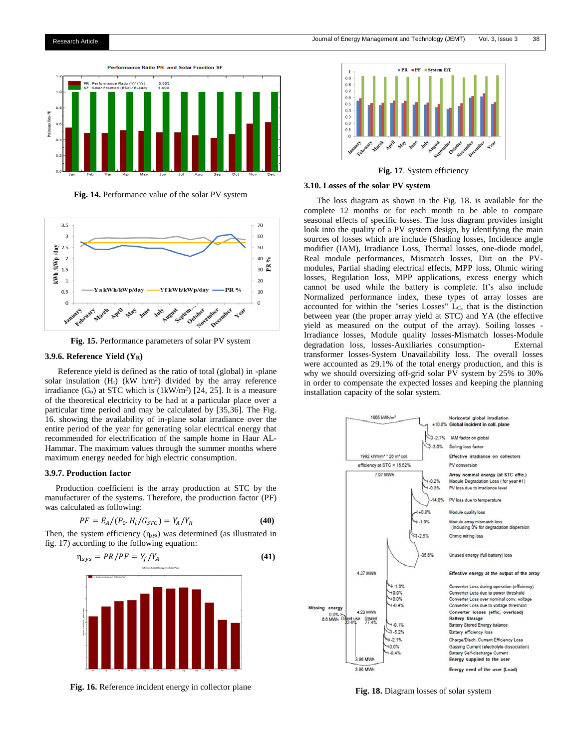Fig. 14. Performance value of the solar PV system

Fig. 15. Performance parameters of solar PV system

### 3.9.6. Reference Yield ($Y_R$)

Reference yield is defined as the ratio of total (global) in -plane solar insulation ($H_t$) (kW h/m²) divided by the array reference irradiance ($G_o$) at STC which is (1kW/m²) [24, 25]. It is a measure of the theoretical electricity to be had at a particular place over a particular time period and may be calculated by [35,36]. The Fig. 16. showing the availability of in-plane solar irradiance over the entire period of the year for generating solar electrical energy that recommended for electrification of the sample home in Haur AL-Hammar. The maximum values through the summer months where maximum energy needed for high electric consumption.

### 3.9.7. Production factor

Production coefficient is the array production at STC by the manufacturer of the systems. Therefore, the production factor (PF) was calculated as following:

$$PF = E_A/(P_0 . H_i/G_{STC}) = Y_A/Y_R \quad \textbf{(40)}$$

Then, the system efficiency ($\eta_{sys}$) was determined (as illustrated in fig. 17) according to the following equation:

$$\eta_{sys} = PR/PF = Y_f/Y_A \quad \textbf{(41)}$$

Fig. 16. Reference incident energy in collector plane

Fig. 17. System efficiency

### 3.10. Losses of the solar PV system

The loss diagram as shown in the Fig. 18. is available for the complete 12 months or for each month to be able to compare seasonal effects of specific losses. The loss diagram provides insight look into the quality of a PV system design, by identifying the main sources of losses which are include (Shading losses, Incidence angle modifier (IAM), Irradiance Loss, Thermal losses, one-diode model, Real module performances, Mismatch losses, Dirt on the PV-modules, Partial shading electrical effects, MPP loss, Ohmic wiring losses, Regulation loss, MPP applications, excess energy which cannot be used while the battery is complete. It's also include Normalized performance index, these types of array losses are accounted for within the "series Losses" $L_C$, that is the distinction between year (the proper array yield at STC) and YA (the effective yield as measured on the output of the array). Soiling losses - Irradiance losses, Module quality losses-Mismatch losses-Module degradation loss, losses-Auxiliaries consumption- External transformer losses-System Unavailability loss. The overall losses were accounted as 29.1% of the total energy production, and this is why we should oversizing off-grid solar PV system by 25% to 30% in order to compensate the expected losses and keeping the planning installation capacity of the solar system.

Fig. 18. Diagram losses of solar system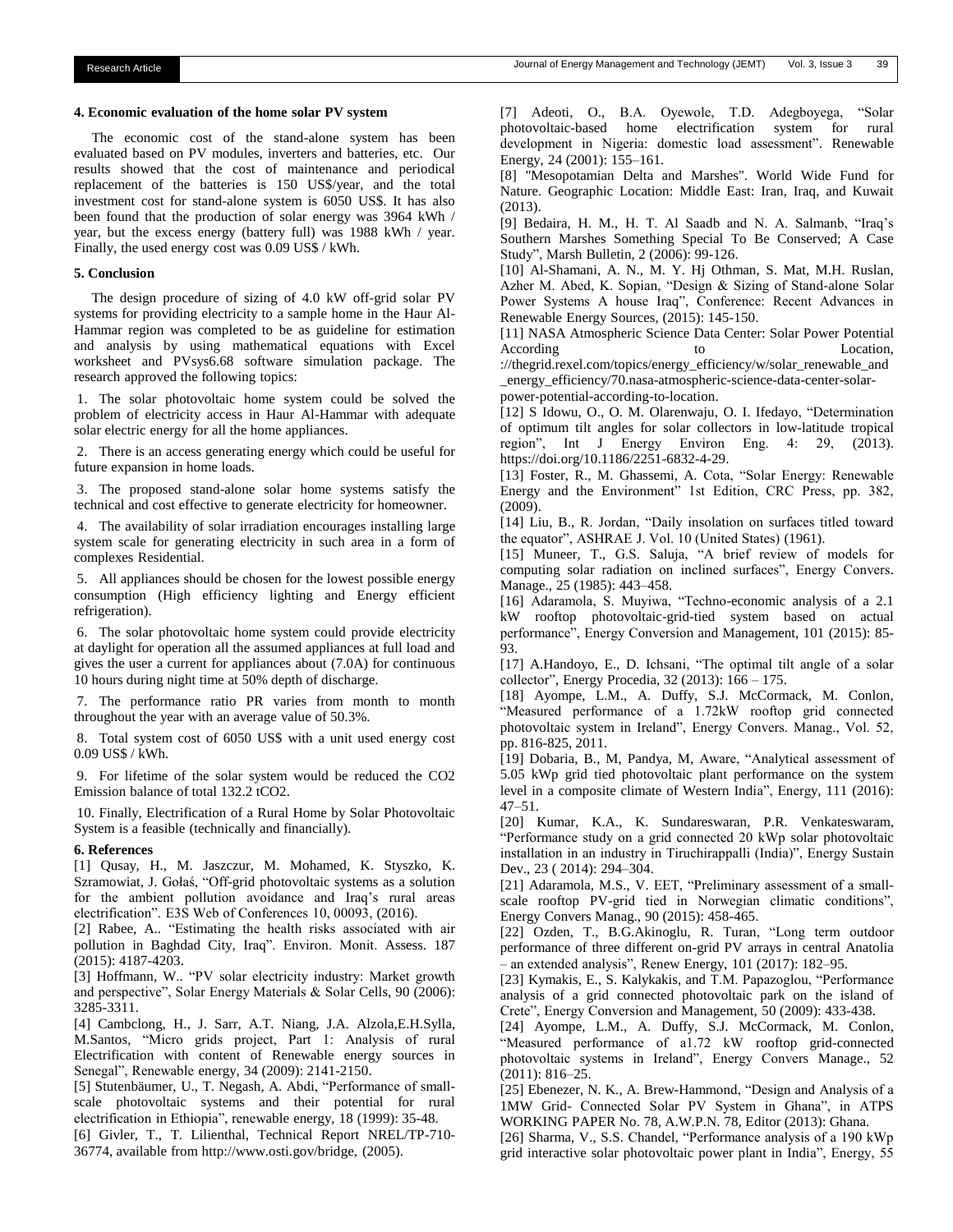## 4. Economic evaluation of the home solar PV system

The economic cost of the stand-alone system has been evaluated based on PV modules, inverters and batteries, etc. Our results showed that the cost of maintenance and periodical replacement of the batteries is 150 US$/year, and the total investment cost for stand-alone system is 6050 US$. It has also been found that the production of solar energy was 3964 kWh / year, but the excess energy (battery full) was 1988 kWh / year. Finally, the used energy cost was 0.09 US$ / kWh.

## 5. Conclusion

The design procedure of sizing of 4.0 kW off-grid solar PV systems for providing electricity to a sample home in the Haur Al-Hammar region was completed to be as guideline for estimation and analysis by using mathematical equations with Excel worksheet and PVsys6.68 software simulation package. The research approved the following topics:

1. The solar photovoltaic home system could be solved the problem of electricity access in Haur Al-Hammar with adequate solar electric energy for all the home appliances.
2. There is an access generating energy which could be useful for future expansion in home loads.
3. The proposed stand-alone solar home systems satisfy the technical and cost effective to generate electricity for homeowner.
4. The availability of solar irradiation encourages installing large system scale for generating electricity in such area in a form of complexes Residential.
5. All appliances should be chosen for the lowest possible energy consumption (High efficiency lighting and Energy efficient refrigeration).
6. The solar photovoltaic home system could provide electricity at daylight for operation all the assumed appliances at full load and gives the user a current for appliances about (7.0A) for continuous 10 hours during night time at 50% depth of discharge.
7. The performance ratio PR varies from month to month throughout the year with an average value of 50.3%.
8. Total system cost of 6050 US$ with a unit used energy cost 0.09 US$ / kWh.
9. For lifetime of the solar system would be reduced the CO2 Emission balance of total 132.2 tCO2.
10. Finally, Electrification of a Rural Home by Solar Photovoltaic System is a feasible (technically and financially).

## 6. References

[1] Qusay, H., M. Jaszczur, M. Mohamed, K. Styszko, K. Szramowiat, J. Gołaś, "Off-grid photovoltaic systems as a solution for the ambient pollution avoidance and Iraq's rural areas electrification". E3S Web of Conferences 10, 00093, (2016).

[2] Rabee, A.. "Estimating the health risks associated with air pollution in Baghdad City, Iraq". Environ. Monit. Assess. 187 (2015): 4187-4203.

[3] Hoffmann, W.. "PV solar electricity industry: Market growth and perspective", Solar Energy Materials & Solar Cells, 90 (2006): 3285-3311.

[4] Cambclong, H., J. Sarr, A.T. Niang, J.A. Alzola,E.H.Sylla, M.Santos, "Micro grids project, Part 1: Analysis of rural Electrification with content of Renewable energy sources in Senegal", Renewable energy, 34 (2009): 2141-2150.

[5] Stutenbäumer, U., T. Negash, A. Abdi, "Performance of small-scale photovoltaic systems and their potential for rural electrification in Ethiopia", renewable energy, 18 (1999): 35-48.

[6] Givler, T., T. Lilienthal, Technical Report NREL/TP-710-36774, available from http://www.osti.gov/bridge, (2005).

[7] Adeoti, O., B.A. Oyewole, T.D. Adegboyega, "Solar photovoltaic-based home electrification system for rural development in Nigeria: domestic load assessment". Renewable Energy, 24 (2001): 155–161.

[8] "Mesopotamian Delta and Marshes". World Wide Fund for Nature. Geographic Location: Middle East: Iran, Iraq, and Kuwait (2013).

[9] Bedaira, H. M., H. T. Al Saadb and N. A. Salmanb, "Iraq's Southern Marshes Something Special To Be Conserved; A Case Study", Marsh Bulletin, 2 (2006): 99-126.

[10] Al-Shamani, A. N., M. Y. Hj Othman, S. Mat, M.H. Ruslan, Azher M. Abed, K. Sopian, "Design & Sizing of Stand-alone Solar Power Systems A house Iraq", Conference: Recent Advances in Renewable Energy Sources, (2015): 145-150.

[11] NASA Atmospheric Science Data Center: Solar Power Potential According to Location, ://thegrid.rexel.com/topics/energy_efficiency/w/solar_renewable_and_energy_efficiency/70.nasa-atmospheric-science-data-center-solar-power-potential-according-to-location.

[12] S Idowu, O., O. M. Olarenwaju, O. I. Ifedayo, "Determination of optimum tilt angles for solar collectors in low-latitude tropical region", Int J Energy Environ Eng. 4: 29, (2013). https://doi.org/10.1186/2251-6832-4-29.

[13] Foster, R., M. Ghassemi, A. Cota, "Solar Energy: Renewable Energy and the Environment" 1st Edition, CRC Press, pp. 382, (2009).

[14] Liu, B., R. Jordan, "Daily insolation on surfaces titled toward the equator", ASHRAE J. Vol. 10 (United States) (1961).

[15] Muneer, T., G.S. Saluja, "A brief review of models for computing solar radiation on inclined surfaces", Energy Convers. Manage., 25 (1985): 443–458.

[16] Adaramola, S. Muyiwa, "Techno-economic analysis of a 2.1 kW rooftop photovoltaic-grid-tied system based on actual performance", Energy Conversion and Management, 101 (2015): 85-93.

[17] A.Handoyo, E., D. Ichsani, "The optimal tilt angle of a solar collector", Energy Procedia, 32 (2013): 166 – 175.

[18] Ayompe, L.M., A. Duffy, S.J. McCormack, M. Conlon, "Measured performance of a 1.72kW rooftop grid connected photovoltaic system in Ireland", Energy Convers. Manag., Vol. 52, pp. 816-825, 2011.

[19] Dobaria, B., M, Pandya, M, Aware, "Analytical assessment of 5.05 kWp grid tied photovoltaic plant performance on the system level in a composite climate of Western India", Energy, 111 (2016): 47–51.

[20] Kumar, K.A., K. Sundareswaran, P.R. Venkateswaram, "Performance study on a grid connected 20 kWp solar photovoltaic installation in an industry in Tiruchirappalli (India)", Energy Sustain Dev., 23 ( 2014): 294–304.

[21] Adaramola, M.S., V. EET, "Preliminary assessment of a small-scale rooftop PV-grid tied in Norwegian climatic conditions", Energy Convers Manag., 90 (2015): 458-465.

[22] Ozden, T., B.G.Akinoglu, R. Turan, "Long term outdoor performance of three different on-grid PV arrays in central Anatolia – an extended analysis", Renew Energy, 101 (2017): 182–95.

[23] Kymakis, E., S. Kalykakis, and T.M. Papazoglou, "Performance analysis of a grid connected photovoltaic park on the island of Crete", Energy Conversion and Management, 50 (2009): 433-438.

[24] Ayompe, L.M., A. Duffy, S.J. McCormack, M. Conlon, "Measured performance of a1.72 kW rooftop grid-connected photovoltaic systems in Ireland", Energy Convers Manage., 52 (2011): 816–25.

[25] Ebenezer, N. K., A. Brew-Hammond, "Design and Analysis of a 1MW Grid- Connected Solar PV System in Ghana", in ATPS WORKING PAPER No. 78, A.W.P.N. 78, Editor (2013): Ghana.

[26] Sharma, V., S.S. Chandel, "Performance analysis of a 190 kWp grid interactive solar photovoltaic power plant in India", Energy, 55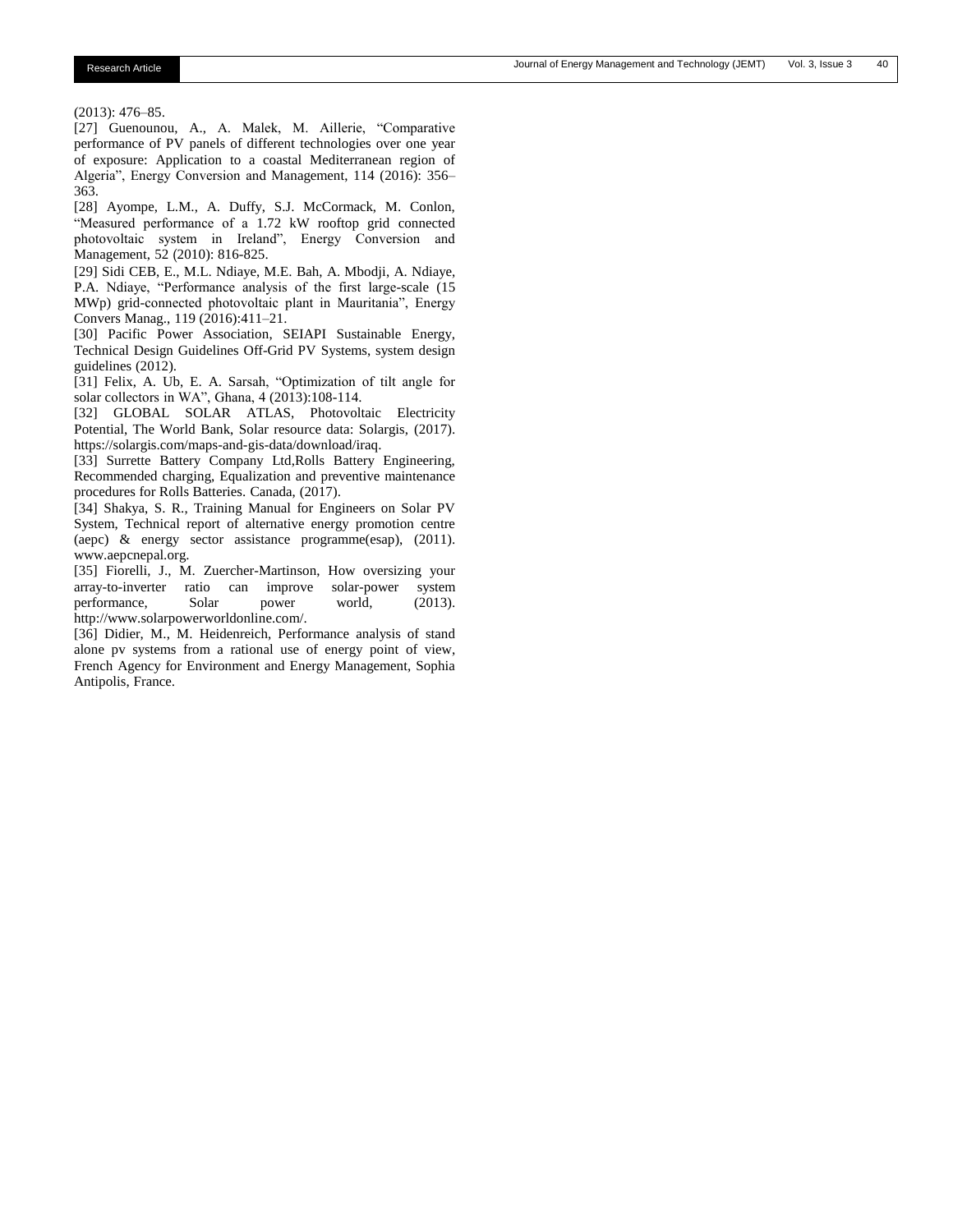(2013): 476–85.

[27] Guenounou, A., A. Malek, M. Aillerie, “Comparative performance of PV panels of different technologies over one year of exposure: Application to a coastal Mediterranean region of Algeria”, Energy Conversion and Management, 114 (2016): 356–363.

[28] Ayompe, L.M., A. Duffy, S.J. McCormack, M. Conlon, “Measured performance of a 1.72 kW rooftop grid connected photovoltaic system in Ireland”, Energy Conversion and Management, 52 (2010): 816-825.

[29] Sidi CEB, E., M.L. Ndiaye, M.E. Bah, A. Mbodji, A. Ndiaye, P.A. Ndiaye, “Performance analysis of the first large-scale (15 MWp) grid-connected photovoltaic plant in Mauritania”, Energy Convers Manag., 119 (2016):411–21.

[30] Pacific Power Association, SEIAPI Sustainable Energy, Technical Design Guidelines Off-Grid PV Systems, system design guidelines (2012).

[31] Felix, A. Ub, E. A. Sarsah, “Optimization of tilt angle for solar collectors in WA”, Ghana, 4 (2013):108-114.

[32] GLOBAL SOLAR ATLAS, Photovoltaic Electricity Potential, The World Bank, Solar resource data: Solargis, (2017). https://solargis.com/maps-and-gis-data/download/iraq.

[33] Surrette Battery Company Ltd,Rolls Battery Engineering, Recommended charging, Equalization and preventive maintenance procedures for Rolls Batteries. Canada, (2017).

[34] Shakya, S. R., Training Manual for Engineers on Solar PV System, Technical report of alternative energy promotion centre (aepc) & energy sector assistance programme(esap), (2011). www.aepcnepal.org.

[35] Fiorelli, J., M. Zuercher-Martinson, How oversizing your array-to-inverter ratio can improve solar-power system performance, Solar power world, (2013). http://www.solarpowerworldonline.com/.

[36] Didier, M., M. Heidenreich, Performance analysis of stand alone pv systems from a rational use of energy point of view, French Agency for Environment and Energy Management, Sophia Antipolis, France.